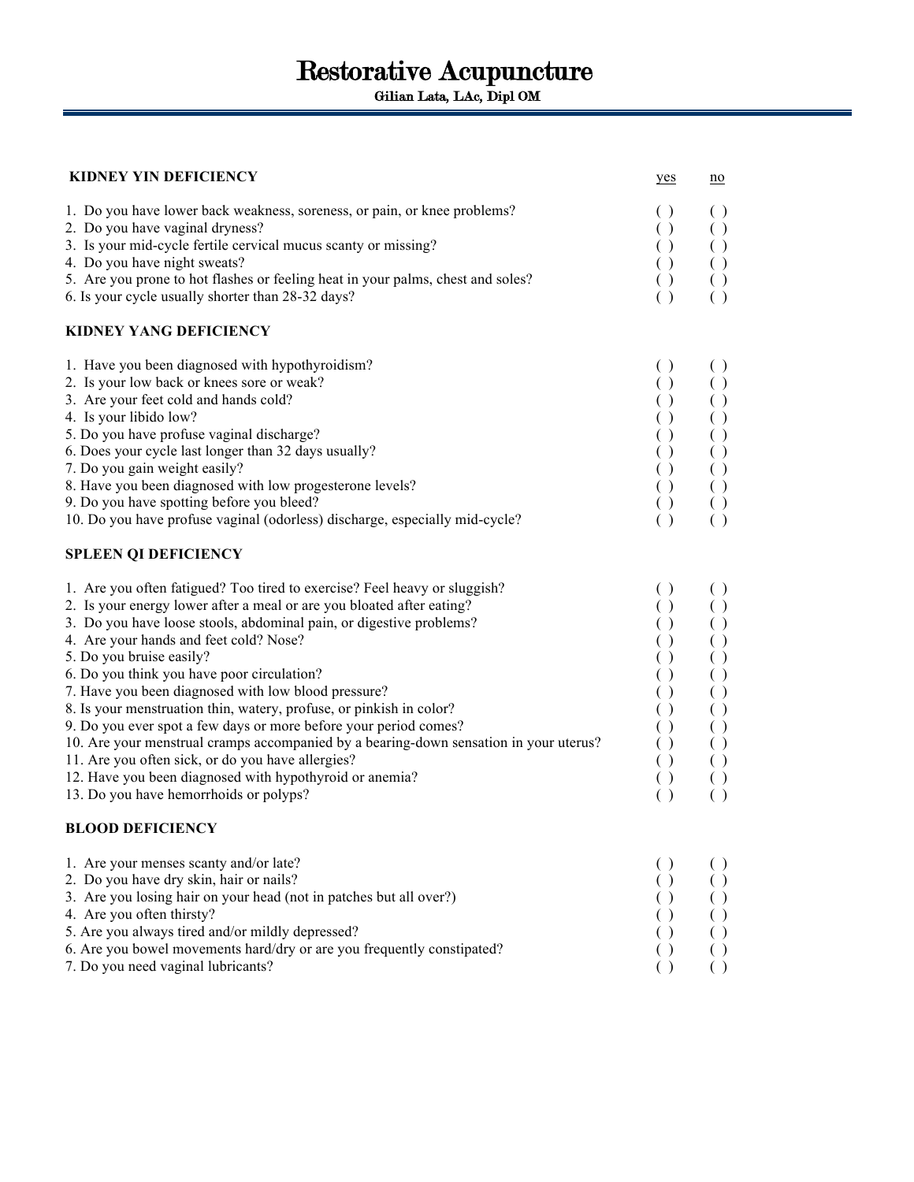# Restorative Acupuncture

**Gilian Lata, LAc, Dipl OM**

| **KIDNEY YIN DEFICIENCY** | yes | no |
|---|---|---|
| 1. Do you have lower back weakness, soreness, or pain, or knee problems? | ( ) | ( ) |
| 2. Do you have vaginal dryness? | ( ) | ( ) |
| 3. Is your mid-cycle fertile cervical mucus scanty or missing? | ( ) | ( ) |
| 4. Do you have night sweats? | ( ) | ( ) |
| 5. Are you prone to hot flashes or feeling heat in your palms, chest and soles? | ( ) | ( ) |
| 6. Is your cycle usually shorter than 28-32 days? | ( ) | ( ) |

| **KIDNEY YANG DEFICIENCY** | yes | no |
|---|---|---|
| 1. Have you been diagnosed with hypothyroidism? | ( ) | ( ) |
| 2. Is your low back or knees sore or weak? | ( ) | ( ) |
| 3. Are your feet cold and hands cold? | ( ) | ( ) |
| 4. Is your libido low? | ( ) | ( ) |
| 5. Do you have profuse vaginal discharge? | ( ) | ( ) |
| 6. Does your cycle last longer than 32 days usually? | ( ) | ( ) |
| 7. Do you gain weight easily? | ( ) | ( ) |
| 8. Have you been diagnosed with low progesterone levels? | ( ) | ( ) |
| 9. Do you have spotting before you bleed? | ( ) | ( ) |
| 10. Do you have profuse vaginal (odorless) discharge, especially mid-cycle? | ( ) | ( ) |

| **SPLEEN QI DEFICIENCY** | yes | no |
|---|---|---|
| 1. Are you often fatigued? Too tired to exercise? Feel heavy or sluggish? | ( ) | ( ) |
| 2. Is your energy lower after a meal or are you bloated after eating? | ( ) | ( ) |
| 3. Do you have loose stools, abdominal pain, or digestive problems? | ( ) | ( ) |
| 4. Are your hands and feet cold? Nose? | ( ) | ( ) |
| 5. Do you bruise easily? | ( ) | ( ) |
| 6. Do you think you have poor circulation? | ( ) | ( ) |
| 7. Have you been diagnosed with low blood pressure? | ( ) | ( ) |
| 8. Is your menstruation thin, watery, profuse, or pinkish in color? | ( ) | ( ) |
| 9. Do you ever spot a few days or more before your period comes? | ( ) | ( ) |
| 10. Are your menstrual cramps accompanied by a bearing-down sensation in your uterus? | ( ) | ( ) |
| 11. Are you often sick, or do you have allergies? | ( ) | ( ) |
| 12. Have you been diagnosed with hypothyroid or anemia? | ( ) | ( ) |
| 13. Do you have hemorrhoids or polyps? | ( ) | ( ) |

| **BLOOD DEFICIENCY** | yes | no |
|---|---|---|
| 1. Are your menses scanty and/or late? | ( ) | ( ) |
| 2. Do you have dry skin, hair or nails? | ( ) | ( ) |
| 3. Are you losing hair on your head (not in patches but all over?) | ( ) | ( ) |
| 4. Are you often thirsty? | ( ) | ( ) |
| 5. Are you always tired and/or mildly depressed? | ( ) | ( ) |
| 6. Are you bowel movements hard/dry or are you frequently constipated? | ( ) | ( ) |
| 7. Do you need vaginal lubricants? | ( ) | ( ) |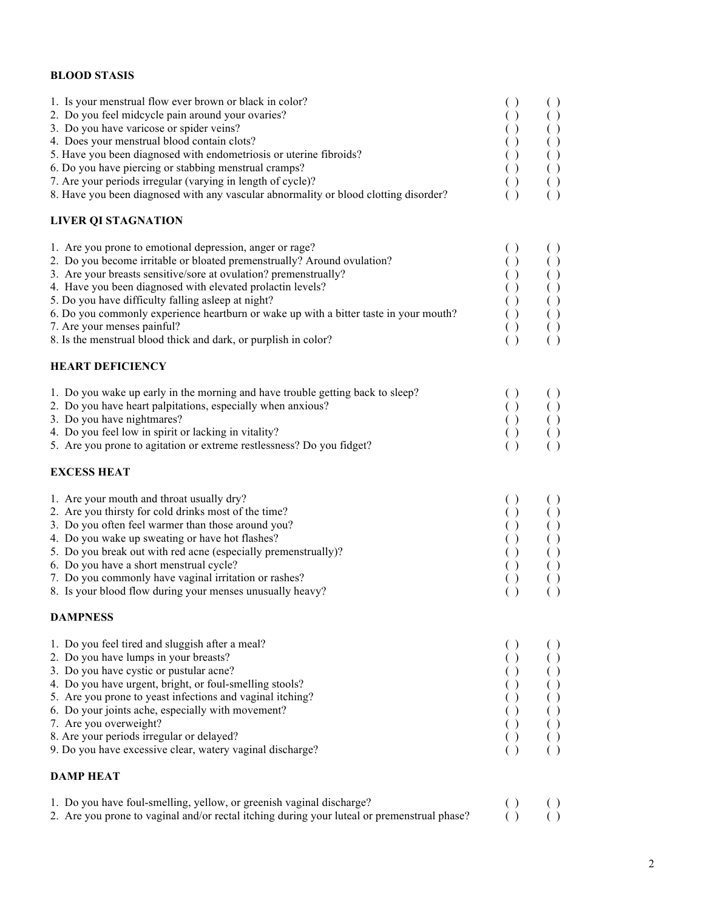**BLOOD STASIS**

| | | |
|---|---|---|
| 1. Is your menstrual flow ever brown or black in color? | ( ) | ( ) |
| 2. Do you feel midcycle pain around your ovaries? | ( ) | ( ) |
| 3. Do you have varicose or spider veins? | ( ) | ( ) |
| 4. Does your menstrual blood contain clots? | ( ) | ( ) |
| 5. Have you been diagnosed with endometriosis or uterine fibroids? | ( ) | ( ) |
| 6. Do you have piercing or stabbing menstrual cramps? | ( ) | ( ) |
| 7. Are your periods irregular (varying in length of cycle)? | ( ) | ( ) |
| 8. Have you been diagnosed with any vascular abnormality or blood clotting disorder? | ( ) | ( ) |

**LIVER QI STAGNATION**

| | | |
|---|---|---|
| 1. Are you prone to emotional depression, anger or rage? | ( ) | ( ) |
| 2. Do you become irritable or bloated premenstrually? Around ovulation? | ( ) | ( ) |
| 3. Are your breasts sensitive/sore at ovulation? premenstrually? | ( ) | ( ) |
| 4. Have you been diagnosed with elevated prolactin levels? | ( ) | ( ) |
| 5. Do you have difficulty falling asleep at night? | ( ) | ( ) |
| 6. Do you commonly experience heartburn or wake up with a bitter taste in your mouth? | ( ) | ( ) |
| 7. Are your menses painful? | ( ) | ( ) |
| 8. Is the menstrual blood thick and dark, or purplish in color? | ( ) | ( ) |

**HEART DEFICIENCY**

| | | |
|---|---|---|
| 1. Do you wake up early in the morning and have trouble getting back to sleep? | ( ) | ( ) |
| 2. Do you have heart palpitations, especially when anxious? | ( ) | ( ) |
| 3. Do you have nightmares? | ( ) | ( ) |
| 4. Do you feel low in spirit or lacking in vitality? | ( ) | ( ) |
| 5. Are you prone to agitation or extreme restlessness? Do you fidget? | ( ) | ( ) |

**EXCESS HEAT**

| | | |
|---|---|---|
| 1. Are your mouth and throat usually dry? | ( ) | ( ) |
| 2. Are you thirsty for cold drinks most of the time? | ( ) | ( ) |
| 3. Do you often feel warmer than those around you? | ( ) | ( ) |
| 4. Do you wake up sweating or have hot flashes? | ( ) | ( ) |
| 5. Do you break out with red acne (especially premenstrually)? | ( ) | ( ) |
| 6. Do you have a short menstrual cycle? | ( ) | ( ) |
| 7. Do you commonly have vaginal irritation or rashes? | ( ) | ( ) |
| 8. Is your blood flow during your menses unusually heavy? | ( ) | ( ) |

**DAMPNESS**

| | | |
|---|---|---|
| 1. Do you feel tired and sluggish after a meal? | ( ) | ( ) |
| 2. Do you have lumps in your breasts? | ( ) | ( ) |
| 3. Do you have cystic or pustular acne? | ( ) | ( ) |
| 4. Do you have urgent, bright, or foul-smelling stools? | ( ) | ( ) |
| 5. Are you prone to yeast infections and vaginal itching? | ( ) | ( ) |
| 6. Do your joints ache, especially with movement? | ( ) | ( ) |
| 7. Are you overweight? | ( ) | ( ) |
| 8. Are your periods irregular or delayed? | ( ) | ( ) |
| 9. Do you have excessive clear, watery vaginal discharge? | ( ) | ( ) |

**DAMP HEAT**

| | | |
|---|---|---|
| 1. Do you have foul-smelling, yellow, or greenish vaginal discharge? | ( ) | ( ) |
| 2. Are you prone to vaginal and/or rectal itching during your luteal or premenstrual phase? | ( ) | ( ) |